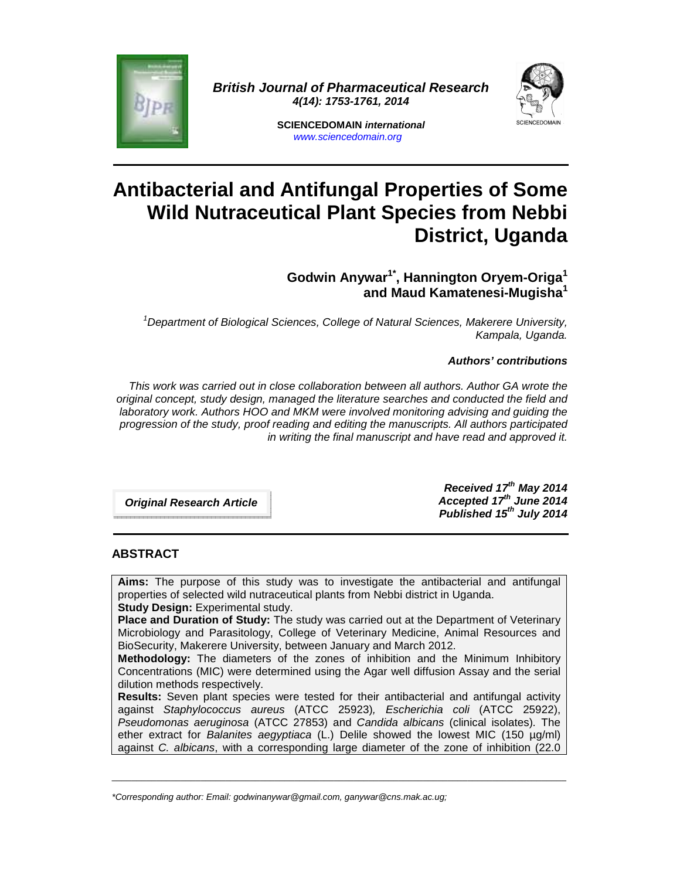**British Journal of Pharmaceutical Research**
**4(14): 1753-1761, 2014**

**SCIENCEDOMAIN** ***international***
www.sciencedomain.org

# Antibacterial and Antifungal Properties of Some Wild Nutraceutical Plant Species from Nebbi District, Uganda

**Godwin Anywar[1*], Hannington Oryem-Origa[1] and Maud Kamatenesi-Mugisha[1]**

*[1]Department of Biological Sciences, College of Natural Sciences, Makerere University, Kampala, Uganda.*

***Authors' contributions***

*This work was carried out in close collaboration between all authors. Author GA wrote the original concept, study design, managed the literature searches and conducted the field and laboratory work. Authors HOO and MKM were involved monitoring advising and guiding the progression of the study, proof reading and editing the manuscripts. All authors participated in writing the final manuscript and have read and approved it.*

***Original Research Article***

***Received 17th May 2014***
***Accepted 17th June 2014***
***Published 15th July 2014***

## ABSTRACT

**Aims:** The purpose of this study was to investigate the antibacterial and antifungal properties of selected wild nutraceutical plants from Nebbi district in Uganda.

**Study Design:** Experimental study.

**Place and Duration of Study:** The study was carried out at the Department of Veterinary Microbiology and Parasitology, College of Veterinary Medicine, Animal Resources and BioSecurity, Makerere University, between January and March 2012.

**Methodology:** The diameters of the zones of inhibition and the Minimum Inhibitory Concentrations (MIC) were determined using the Agar well diffusion Assay and the serial dilution methods respectively.

**Results:** Seven plant species were tested for their antibacterial and antifungal activity against *Staphylococcus aureus* (ATCC 25923)*, Escherichia coli* (ATCC 25922), *Pseudomonas aeruginosa* (ATCC 27853) and *Candida albicans* (clinical isolates). The ether extract for *Balanites aegyptiaca* (L.) Delile showed the lowest MIC (150 µg/ml) against *C. albicans*, with a corresponding large diameter of the zone of inhibition (22.0

*Corresponding author: Email: godwinanywar@gmail.com, ganywar@cns.mak.ac.ug;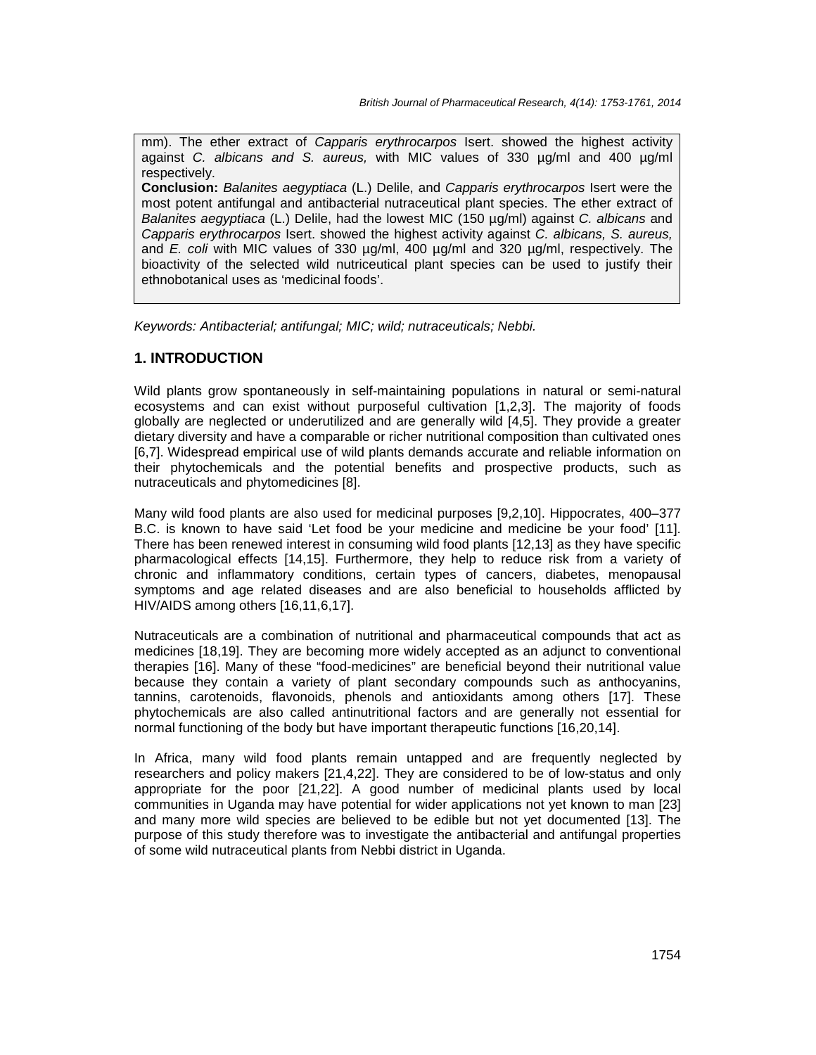mm). The ether extract of *Capparis erythrocarpos* Isert. showed the highest activity against *C. albicans and S. aureus,* with MIC values of 330 µg/ml and 400 µg/ml respectively.

**Conclusion:** *Balanites aegyptiaca* (L.) Delile, and *Capparis erythrocarpos* Isert were the most potent antifungal and antibacterial nutraceutical plant species. The ether extract of *Balanites aegyptiaca* (L.) Delile, had the lowest MIC (150 µg/ml) against *C. albicans* and *Capparis erythrocarpos* Isert. showed the highest activity against *C. albicans, S. aureus,* and *E. coli* with MIC values of 330 µg/ml, 400 µg/ml and 320 µg/ml, respectively. The bioactivity of the selected wild nutriceutical plant species can be used to justify their ethnobotanical uses as 'medicinal foods'.

*Keywords: Antibacterial; antifungal; MIC; wild; nutraceuticals; Nebbi.*

## 1. INTRODUCTION

Wild plants grow spontaneously in self-maintaining populations in natural or semi-natural ecosystems and can exist without purposeful cultivation [1,2,3]. The majority of foods globally are neglected or underutilized and are generally wild [4,5]. They provide a greater dietary diversity and have a comparable or richer nutritional composition than cultivated ones [6,7]. Widespread empirical use of wild plants demands accurate and reliable information on their phytochemicals and the potential benefits and prospective products, such as nutraceuticals and phytomedicines [8].

Many wild food plants are also used for medicinal purposes [9,2,10]. Hippocrates, 400–377 B.C. is known to have said 'Let food be your medicine and medicine be your food' [11]. There has been renewed interest in consuming wild food plants [12,13] as they have specific pharmacological effects [14,15]. Furthermore, they help to reduce risk from a variety of chronic and inflammatory conditions, certain types of cancers, diabetes, menopausal symptoms and age related diseases and are also beneficial to households afflicted by HIV/AIDS among others [16,11,6,17].

Nutraceuticals are a combination of nutritional and pharmaceutical compounds that act as medicines [18,19]. They are becoming more widely accepted as an adjunct to conventional therapies [16]. Many of these "food-medicines" are beneficial beyond their nutritional value because they contain a variety of plant secondary compounds such as anthocyanins, tannins, carotenoids, flavonoids, phenols and antioxidants among others [17]. These phytochemicals are also called antinutritional factors and are generally not essential for normal functioning of the body but have important therapeutic functions [16,20,14].

In Africa, many wild food plants remain untapped and are frequently neglected by researchers and policy makers [21,4,22]. They are considered to be of low-status and only appropriate for the poor [21,22]. A good number of medicinal plants used by local communities in Uganda may have potential for wider applications not yet known to man [23] and many more wild species are believed to be edible but not yet documented [13]. The purpose of this study therefore was to investigate the antibacterial and antifungal properties of some wild nutraceutical plants from Nebbi district in Uganda.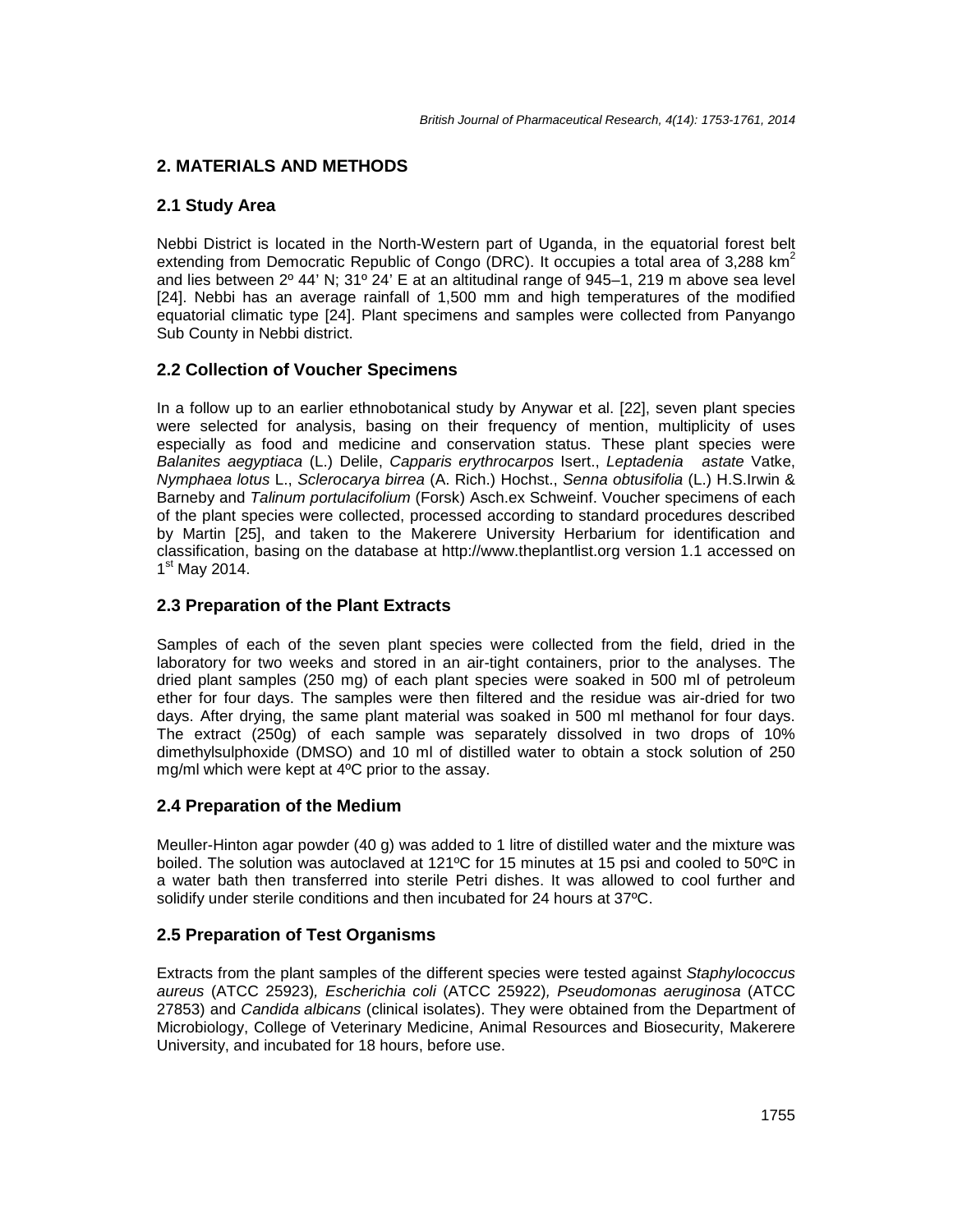## 2. MATERIALS AND METHODS

### 2.1 Study Area

Nebbi District is located in the North-Western part of Uganda, in the equatorial forest belt extending from Democratic Republic of Congo (DRC). It occupies a total area of 3,288 $km^2$ and lies between 2º 44' N; 31º 24' E at an altitudinal range of 945–1, 219 m above sea level [24]. Nebbi has an average rainfall of 1,500 mm and high temperatures of the modified equatorial climatic type [24]. Plant specimens and samples were collected from Panyango Sub County in Nebbi district.

### 2.2 Collection of Voucher Specimens

In a follow up to an earlier ethnobotanical study by Anywar et al. [22], seven plant species were selected for analysis, basing on their frequency of mention, multiplicity of uses especially as food and medicine and conservation status. These plant species were *Balanites aegyptiaca* (L.) Delile, *Capparis erythrocarpos* Isert., *Leptadenia astate* Vatke, *Nymphaea lotus* L., *Sclerocarya birrea* (A. Rich.) Hochst., *Senna obtusifolia* (L.) H.S.Irwin & Barneby and *Talinum portulacifolium* (Forsk) Asch.ex Schweinf. Voucher specimens of each of the plant species were collected, processed according to standard procedures described by Martin [25], and taken to the Makerere University Herbarium for identification and classification, basing on the database at http://www.theplantlist.org version 1.1 accessed on 1st May 2014.

### 2.3 Preparation of the Plant Extracts

Samples of each of the seven plant species were collected from the field, dried in the laboratory for two weeks and stored in an air-tight containers, prior to the analyses. The dried plant samples (250 mg) of each plant species were soaked in 500 ml of petroleum ether for four days. The samples were then filtered and the residue was air-dried for two days. After drying, the same plant material was soaked in 500 ml methanol for four days. The extract (250g) of each sample was separately dissolved in two drops of 10% dimethylsulphoxide (DMSO) and 10 ml of distilled water to obtain a stock solution of 250 mg/ml which were kept at 4ºC prior to the assay.

### 2.4 Preparation of the Medium

Meuller-Hinton agar powder (40 g) was added to 1 litre of distilled water and the mixture was boiled. The solution was autoclaved at 121ºC for 15 minutes at 15 psi and cooled to 50ºC in a water bath then transferred into sterile Petri dishes. It was allowed to cool further and solidify under sterile conditions and then incubated for 24 hours at 37ºC.

### 2.5 Preparation of Test Organisms

Extracts from the plant samples of the different species were tested against *Staphylococcus aureus* (ATCC 25923)*, Escherichia coli* (ATCC 25922)*, Pseudomonas aeruginosa* (ATCC 27853) and *Candida albicans* (clinical isolates). They were obtained from the Department of Microbiology, College of Veterinary Medicine, Animal Resources and Biosecurity, Makerere University, and incubated for 18 hours, before use.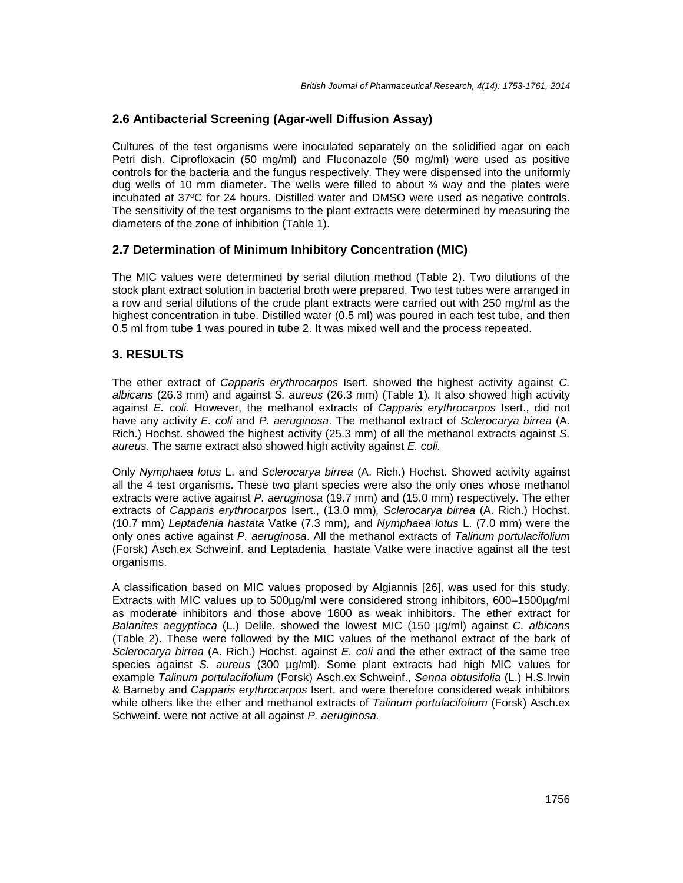### 2.6 Antibacterial Screening (Agar-well Diffusion Assay)

Cultures of the test organisms were inoculated separately on the solidified agar on each Petri dish. Ciprofloxacin (50 mg/ml) and Fluconazole (50 mg/ml) were used as positive controls for the bacteria and the fungus respectively. They were dispensed into the uniformly dug wells of 10 mm diameter. The wells were filled to about ¾ way and the plates were incubated at 37ºC for 24 hours. Distilled water and DMSO were used as negative controls. The sensitivity of the test organisms to the plant extracts were determined by measuring the diameters of the zone of inhibition (Table 1).

### 2.7 Determination of Minimum Inhibitory Concentration (MIC)

The MIC values were determined by serial dilution method (Table 2). Two dilutions of the stock plant extract solution in bacterial broth were prepared. Two test tubes were arranged in a row and serial dilutions of the crude plant extracts were carried out with 250 mg/ml as the highest concentration in tube. Distilled water (0.5 ml) was poured in each test tube, and then 0.5 ml from tube 1 was poured in tube 2. It was mixed well and the process repeated.

## 3. RESULTS

The ether extract of *Capparis erythrocarpos* Isert. showed the highest activity against *C. albicans* (26.3 mm) and against *S. aureus* (26.3 mm) (Table 1). It also showed high activity against *E. coli.* However, the methanol extracts of *Capparis erythrocarpos* Isert., did not have any activity *E. coli* and *P. aeruginosa*. The methanol extract of *Sclerocarya birrea* (A. Rich.) Hochst. showed the highest activity (25.3 mm) of all the methanol extracts against *S. aureus*. The same extract also showed high activity against *E. coli.*

Only *Nymphaea lotus* L. and *Sclerocarya birrea* (A. Rich.) Hochst. Showed activity against all the 4 test organisms. These two plant species were also the only ones whose methanol extracts were active against *P. aeruginosa* (19.7 mm) and (15.0 mm) respectively. The ether extracts of *Capparis erythrocarpos* Isert., (13.0 mm), *Sclerocarya birrea* (A. Rich.) Hochst. (10.7 mm) *Leptadenia hastata* Vatke (7.3 mm), and *Nymphaea lotus* L. (7.0 mm) were the only ones active against *P. aeruginosa*. All the methanol extracts of *Talinum portulacifolium* (Forsk) Asch.ex Schweinf. and Leptadenia hastate Vatke were inactive against all the test organisms.

A classification based on MIC values proposed by Algiannis [26], was used for this study. Extracts with MIC values up to 500µg/ml were considered strong inhibitors, 600–1500µg/ml as moderate inhibitors and those above 1600 as weak inhibitors. The ether extract for *Balanites aegyptiaca* (L.) Delile, showed the lowest MIC (150 µg/ml) against *C. albicans* (Table 2). These were followed by the MIC values of the methanol extract of the bark of *Sclerocarya birrea* (A. Rich.) Hochst. against *E. coli* and the ether extract of the same tree species against *S. aureus* (300 µg/ml). Some plant extracts had high MIC values for example *Talinum portulacifolium* (Forsk) Asch.ex Schweinf., *Senna obtusifolia* (L.) H.S.Irwin & Barneby and *Capparis erythrocarpos* Isert. and were therefore considered weak inhibitors while others like the ether and methanol extracts of *Talinum portulacifolium* (Forsk) Asch.ex Schweinf. were not active at all against *P. aeruginosa.*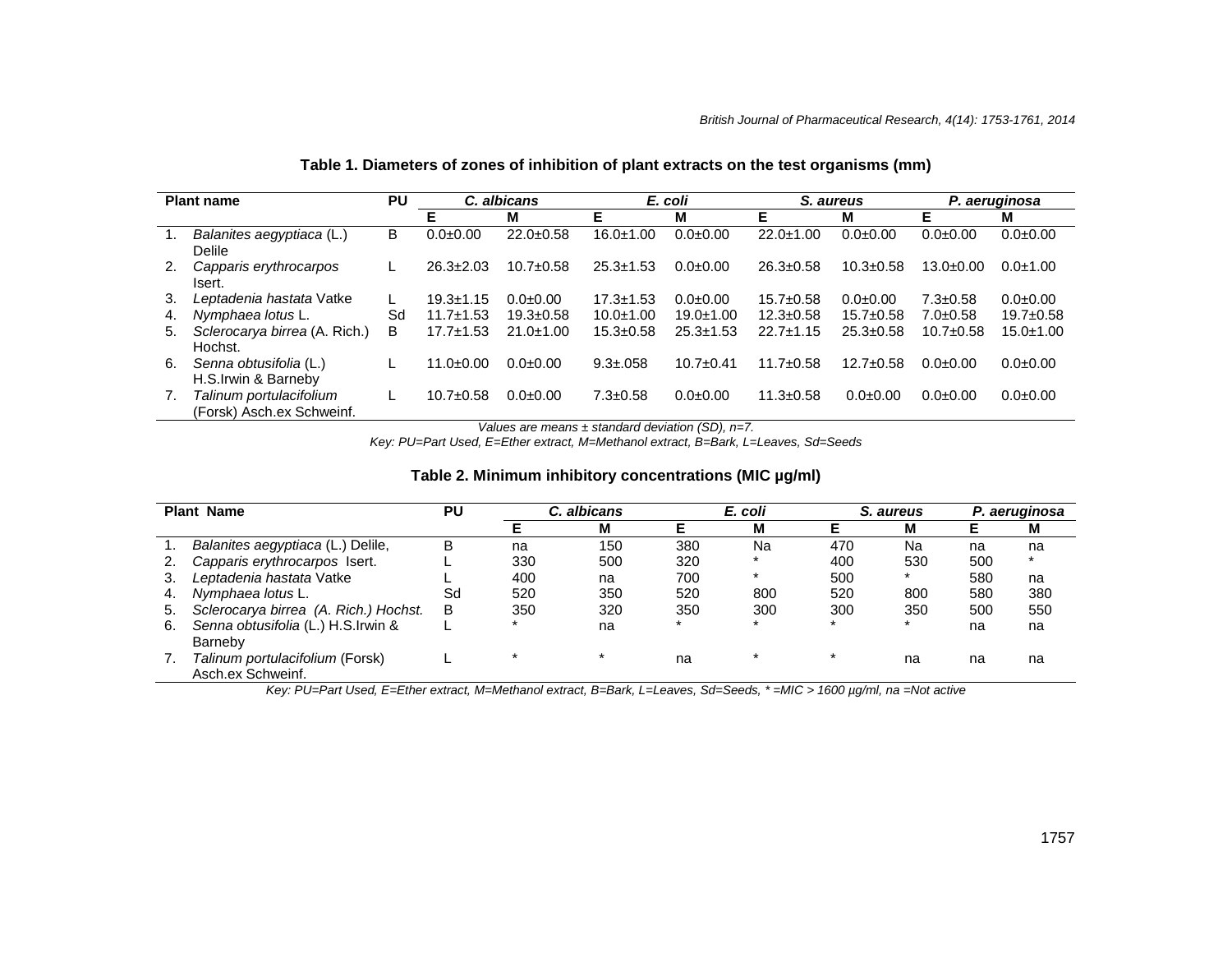**Table 1. Diameters of zones of inhibition of plant extracts on the test organisms (mm)**

| Plant name | PU | *C. albicans* | | *E. coli* | | *S. aureus* | | *P. aeruginosa* | |
|---|---|---|---|---|---|---|---|---|---|
| | | E | M | E | M | E | M | E | M |
| 1. *Balanites aegyptiaca* (L.) Delile | B | 0.0±0.00 | 22.0±0.58 | 16.0±1.00 | 0.0±0.00 | 22.0±1.00 | 0.0±0.00 | 0.0±0.00 | 0.0±0.00 |
| 2. *Capparis erythrocarpos* Isert. | L | 26.3±2.03 | 10.7±0.58 | 25.3±1.53 | 0.0±0.00 | 26.3±0.58 | 10.3±0.58 | 13.0±0.00 | 0.0±1.00 |
| 3. *Leptadenia hastata* Vatke | L | 19.3±1.15 | 0.0±0.00 | 17.3±1.53 | 0.0±0.00 | 15.7±0.58 | 0.0±0.00 | 7.3±0.58 | 0.0±0.00 |
| 4. *Nymphaea lotus* L. | Sd | 11.7±1.53 | 19.3±0.58 | 10.0±1.00 | 19.0±1.00 | 12.3±0.58 | 15.7±0.58 | 7.0±0.58 | 19.7±0.58 |
| 5. *Sclerocarya birrea* (A. Rich.) Hochst. | B | 17.7±1.53 | 21.0±1.00 | 15.3±0.58 | 25.3±1.53 | 22.7±1.15 | 25.3±0.58 | 10.7±0.58 | 15.0±1.00 |
| 6. *Senna obtusifolia* (L.) H.S.Irwin & Barneby | L | 11.0±0.00 | 0.0±0.00 | 9.3±.058 | 10.7±0.41 | 11.7±0.58 | 12.7±0.58 | 0.0±0.00 | 0.0±0.00 |
| 7. *Talinum portulacifolium* (Forsk) Asch.ex Schweinf. | L | 10.7±0.58 | 0.0±0.00 | 7.3±0.58 | 0.0±0.00 | 11.3±0.58 | 0.0±0.00 | 0.0±0.00 | 0.0±0.00 |

*Values are means ± standard deviation (SD), n=7.*

*Key: PU=Part Used, E=Ether extract, M=Methanol extract, B=Bark, L=Leaves, Sd=Seeds*

**Table 2. Minimum inhibitory concentrations (MIC μg/ml)**

| Plant Name | PU | *C. albicans* | | *E. coli* | | *S. aureus* | | *P. aeruginosa* | |
|---|---|---|---|---|---|---|---|---|---|
| | | E | M | E | M | E | M | E | M |
| 1. *Balanites aegyptiaca* (L.) Delile, | B | na | 150 | 380 | Na | 470 | Na | na | na |
| 2. *Capparis erythrocarpos* Isert. | L | 330 | 500 | 320 | * | 400 | 530 | 500 | * |
| 3. *Leptadenia hastata* Vatke | L | 400 | na | 700 | * | 500 | * | 580 | na |
| 4. *Nymphaea lotus* L. | Sd | 520 | 350 | 520 | 800 | 520 | 800 | 580 | 380 |
| 5. *Sclerocarya birrea* (A. Rich.) Hochst. | B | 350 | 320 | 350 | 300 | 300 | 350 | 500 | 550 |
| 6. *Senna obtusifolia* (L.) H.S.Irwin & Barneby | L | * | na | * | * | * | * | na | na |
| 7. *Talinum portulacifolium* (Forsk) Asch.ex Schweinf. | L | * | * | na | * | * | na | na | na |

*Key: PU=Part Used, E=Ether extract, M=Methanol extract, B=Bark, L=Leaves, Sd=Seeds, * =MIC > 1600 μg/ml, na =Not active*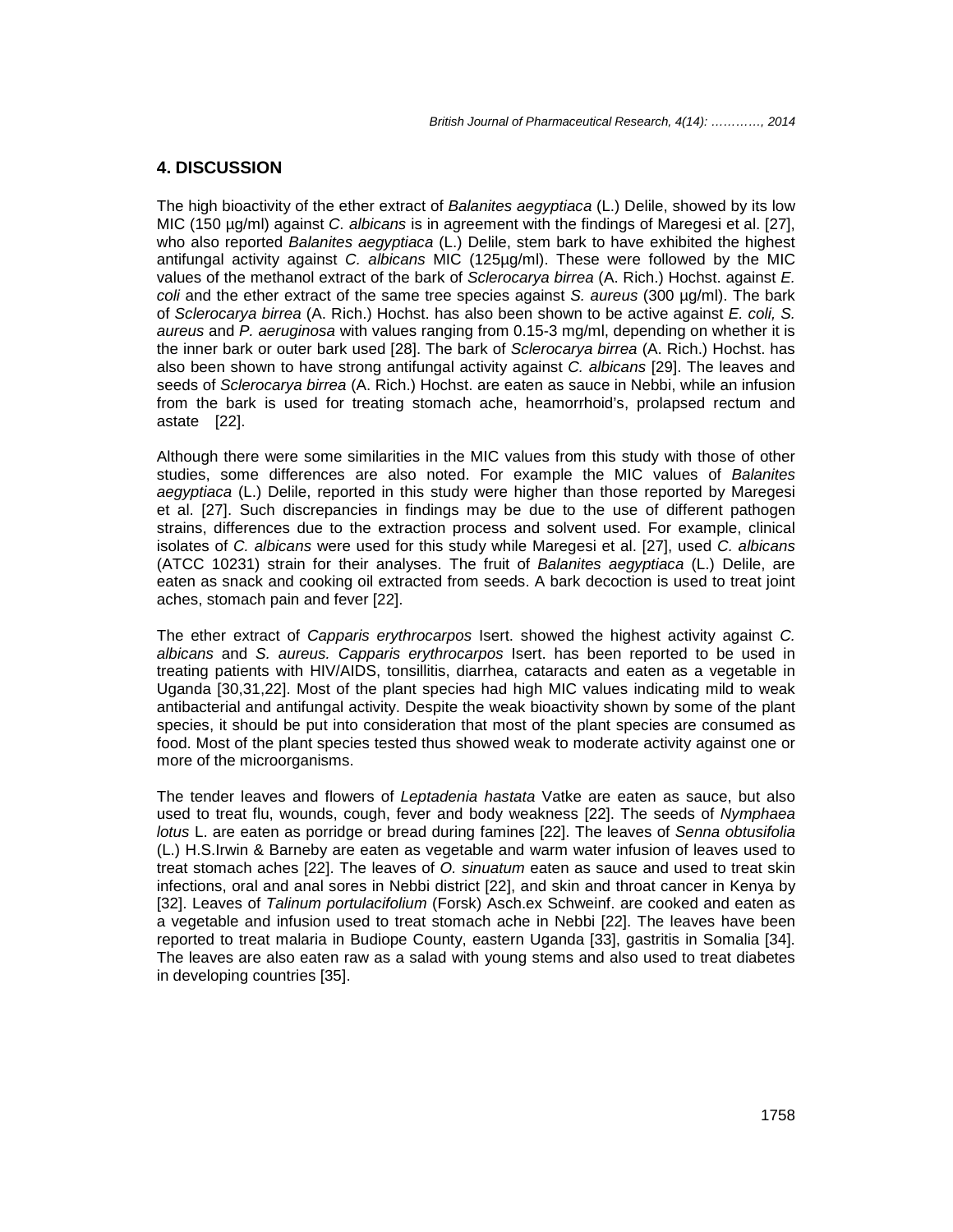## 4. DISCUSSION

The high bioactivity of the ether extract of *Balanites aegyptiaca* (L.) Delile, showed by its low MIC (150 µg/ml) against *C. albicans* is in agreement with the findings of Maregesi et al. [27], who also reported *Balanites aegyptiaca* (L.) Delile, stem bark to have exhibited the highest antifungal activity against *C. albicans* MIC (125µg/ml). These were followed by the MIC values of the methanol extract of the bark of *Sclerocarya birrea* (A. Rich.) Hochst. against *E. coli* and the ether extract of the same tree species against *S. aureus* (300 µg/ml). The bark of *Sclerocarya birrea* (A. Rich.) Hochst. has also been shown to be active against *E. coli, S. aureus* and *P. aeruginosa* with values ranging from 0.15-3 mg/ml, depending on whether it is the inner bark or outer bark used [28]. The bark of *Sclerocarya birrea* (A. Rich.) Hochst. has also been shown to have strong antifungal activity against *C. albicans* [29]. The leaves and seeds of *Sclerocarya birrea* (A. Rich.) Hochst. are eaten as sauce in Nebbi, while an infusion from the bark is used for treating stomach ache, heamorrhoid's, prolapsed rectum and astate [22].

Although there were some similarities in the MIC values from this study with those of other studies, some differences are also noted. For example the MIC values of *Balanites aegyptiaca* (L.) Delile, reported in this study were higher than those reported by Maregesi et al. [27]. Such discrepancies in findings may be due to the use of different pathogen strains, differences due to the extraction process and solvent used. For example, clinical isolates of *C. albicans* were used for this study while Maregesi et al. [27], used *C. albicans* (ATCC 10231) strain for their analyses. The fruit of *Balanites aegyptiaca* (L.) Delile, are eaten as snack and cooking oil extracted from seeds. A bark decoction is used to treat joint aches, stomach pain and fever [22].

The ether extract of *Capparis erythrocarpos* Isert. showed the highest activity against *C. albicans* and *S. aureus. Capparis erythrocarpos* Isert. has been reported to be used in treating patients with HIV/AIDS, tonsillitis, diarrhea, cataracts and eaten as a vegetable in Uganda [30,31,22]. Most of the plant species had high MIC values indicating mild to weak antibacterial and antifungal activity. Despite the weak bioactivity shown by some of the plant species, it should be put into consideration that most of the plant species are consumed as food. Most of the plant species tested thus showed weak to moderate activity against one or more of the microorganisms.

The tender leaves and flowers of *Leptadenia hastata* Vatke are eaten as sauce, but also used to treat flu, wounds, cough, fever and body weakness [22]. The seeds of *Nymphaea lotus* L. are eaten as porridge or bread during famines [22]. The leaves of *Senna obtusifolia* (L.) H.S.Irwin & Barneby are eaten as vegetable and warm water infusion of leaves used to treat stomach aches [22]. The leaves of *O. sinuatum* eaten as sauce and used to treat skin infections, oral and anal sores in Nebbi district [22], and skin and throat cancer in Kenya by [32]. Leaves of *Talinum portulacifolium* (Forsk) Asch.ex Schweinf. are cooked and eaten as a vegetable and infusion used to treat stomach ache in Nebbi [22]. The leaves have been reported to treat malaria in Budiope County, eastern Uganda [33], gastritis in Somalia [34]. The leaves are also eaten raw as a salad with young stems and also used to treat diabetes in developing countries [35].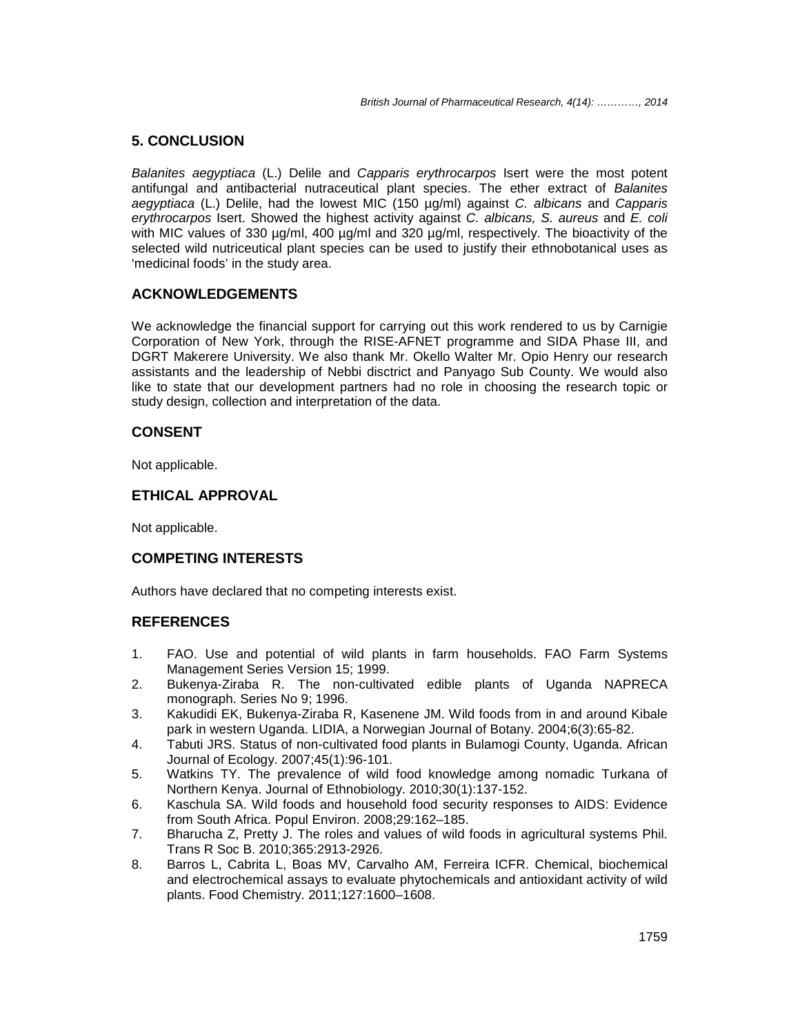## 5. CONCLUSION

*Balanites aegyptiaca* (L.) Delile and *Capparis erythrocarpos* Isert were the most potent antifungal and antibacterial nutraceutical plant species. The ether extract of *Balanites aegyptiaca* (L.) Delile, had the lowest MIC (150 µg/ml) against *C. albicans* and *Capparis erythrocarpos* Isert. Showed the highest activity against *C. albicans, S. aureus* and *E. coli* with MIC values of 330 µg/ml, 400 µg/ml and 320 µg/ml, respectively. The bioactivity of the selected wild nutriceutical plant species can be used to justify their ethnobotanical uses as 'medicinal foods' in the study area.

## ACKNOWLEDGEMENTS

We acknowledge the financial support for carrying out this work rendered to us by Carnigie Corporation of New York, through the RISE-AFNET programme and SIDA Phase III, and DGRT Makerere University. We also thank Mr. Okello Walter Mr. Opio Henry our research assistants and the leadership of Nebbi disctrict and Panyago Sub County. We would also like to state that our development partners had no role in choosing the research topic or study design, collection and interpretation of the data.

## CONSENT

Not applicable.

## ETHICAL APPROVAL

Not applicable.

## COMPETING INTERESTS

Authors have declared that no competing interests exist.

## REFERENCES

1. FAO. Use and potential of wild plants in farm households. FAO Farm Systems Management Series Version 15; 1999.
2. Bukenya-Ziraba R. The non-cultivated edible plants of Uganda NAPRECA monograph. Series No 9; 1996.
3. Kakudidi EK, Bukenya-Ziraba R, Kasenene JM. Wild foods from in and around Kibale park in western Uganda. LIDIA, a Norwegian Journal of Botany. 2004;6(3):65-82.
4. Tabuti JRS. Status of non-cultivated food plants in Bulamogi County, Uganda. African Journal of Ecology. 2007;45(1):96-101.
5. Watkins TY. The prevalence of wild food knowledge among nomadic Turkana of Northern Kenya. Journal of Ethnobiology. 2010;30(1):137-152.
6. Kaschula SA. Wild foods and household food security responses to AIDS: Evidence from South Africa. Popul Environ. 2008;29:162–185.
7. Bharucha Z, Pretty J. The roles and values of wild foods in agricultural systems Phil. Trans R Soc B. 2010;365:2913-2926.
8. Barros L, Cabrita L, Boas MV, Carvalho AM, Ferreira ICFR. Chemical, biochemical and electrochemical assays to evaluate phytochemicals and antioxidant activity of wild plants. Food Chemistry. 2011;127:1600–1608.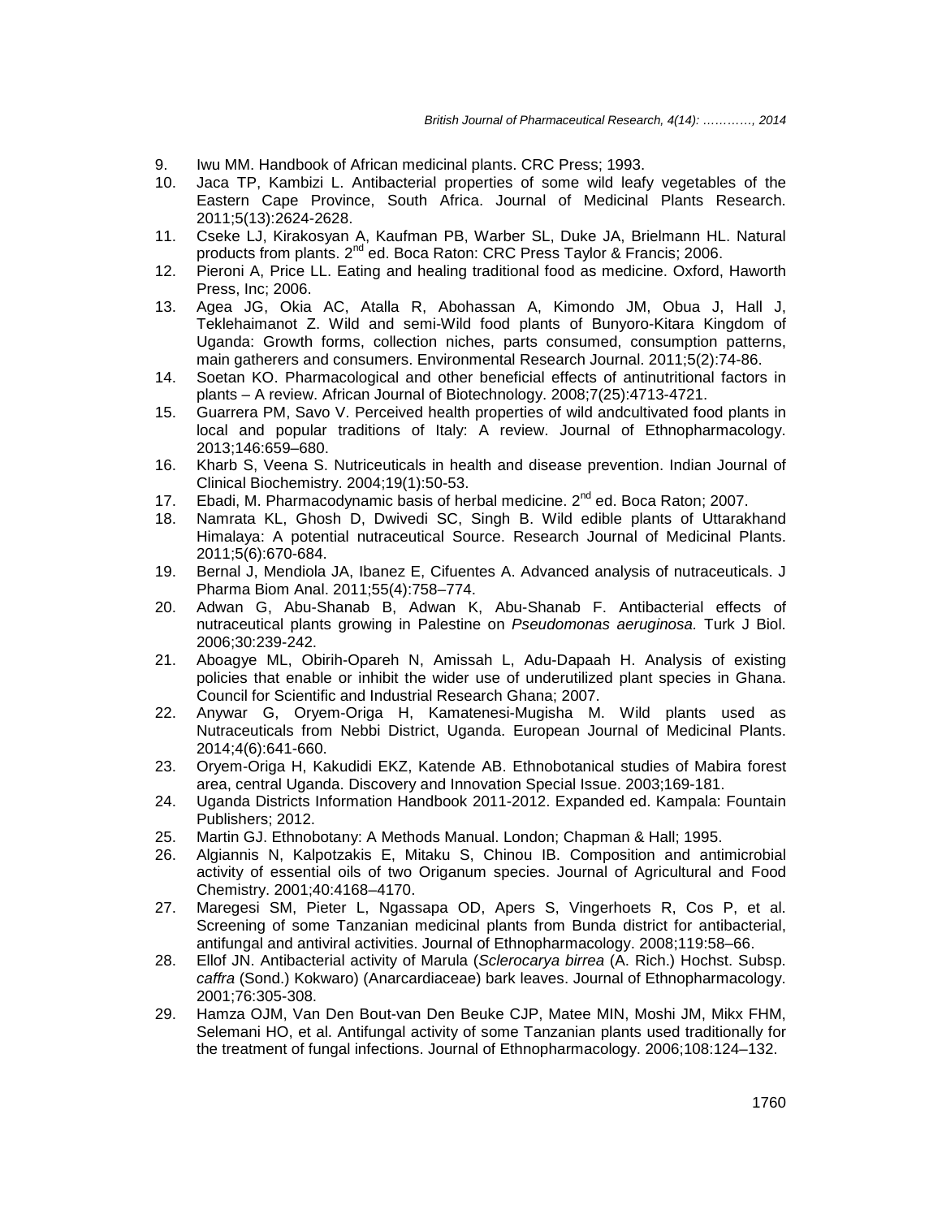9. Iwu MM. Handbook of African medicinal plants. CRC Press; 1993.
10. Jaca TP, Kambizi L. Antibacterial properties of some wild leafy vegetables of the Eastern Cape Province, South Africa. Journal of Medicinal Plants Research. 2011;5(13):2624-2628.
11. Cseke LJ, Kirakosyan A, Kaufman PB, Warber SL, Duke JA, Brielmann HL. Natural products from plants. 2nd ed. Boca Raton: CRC Press Taylor & Francis; 2006.
12. Pieroni A, Price LL. Eating and healing traditional food as medicine. Oxford, Haworth Press, Inc; 2006.
13. Agea JG, Okia AC, Atalla R, Abohassan A, Kimondo JM, Obua J, Hall J, Teklehaimanot Z. Wild and semi-Wild food plants of Bunyoro-Kitara Kingdom of Uganda: Growth forms, collection niches, parts consumed, consumption patterns, main gatherers and consumers. Environmental Research Journal. 2011;5(2):74-86.
14. Soetan KO. Pharmacological and other beneficial effects of antinutritional factors in plants – A review. African Journal of Biotechnology. 2008;7(25):4713-4721.
15. Guarrera PM, Savo V. Perceived health properties of wild andcultivated food plants in local and popular traditions of Italy: A review. Journal of Ethnopharmacology. 2013;146:659–680.
16. Kharb S, Veena S. Nutriceuticals in health and disease prevention. Indian Journal of Clinical Biochemistry. 2004;19(1):50-53.
17. Ebadi, M. Pharmacodynamic basis of herbal medicine. 2nd ed. Boca Raton; 2007.
18. Namrata KL, Ghosh D, Dwivedi SC, Singh B. Wild edible plants of Uttarakhand Himalaya: A potential nutraceutical Source. Research Journal of Medicinal Plants. 2011;5(6):670-684.
19. Bernal J, Mendiola JA, Ibanez E, Cifuentes A. Advanced analysis of nutraceuticals. J Pharma Biom Anal. 2011;55(4):758–774.
20. Adwan G, Abu-Shanab B, Adwan K, Abu-Shanab F. Antibacterial effects of nutraceutical plants growing in Palestine on *Pseudomonas aeruginosa.* Turk J Biol. 2006;30:239-242.
21. Aboagye ML, Obirih-Opareh N, Amissah L, Adu-Dapaah H. Analysis of existing policies that enable or inhibit the wider use of underutilized plant species in Ghana. Council for Scientific and Industrial Research Ghana; 2007.
22. Anywar G, Oryem-Origa H, Kamatenesi-Mugisha M. Wild plants used as Nutraceuticals from Nebbi District, Uganda. European Journal of Medicinal Plants. 2014;4(6):641-660.
23. Oryem-Origa H, Kakudidi EKZ, Katende AB. Ethnobotanical studies of Mabira forest area, central Uganda. Discovery and Innovation Special Issue. 2003;169-181.
24. Uganda Districts Information Handbook 2011-2012. Expanded ed. Kampala: Fountain Publishers; 2012.
25. Martin GJ. Ethnobotany: A Methods Manual. London; Chapman & Hall; 1995.
26. Algiannis N, Kalpotzakis E, Mitaku S, Chinou IB. Composition and antimicrobial activity of essential oils of two Origanum species. Journal of Agricultural and Food Chemistry. 2001;40:4168–4170.
27. Maregesi SM, Pieter L, Ngassapa OD, Apers S, Vingerhoets R, Cos P, et al. Screening of some Tanzanian medicinal plants from Bunda district for antibacterial, antifungal and antiviral activities. Journal of Ethnopharmacology. 2008;119:58–66.
28. Ellof JN. Antibacterial activity of Marula (*Sclerocarya birrea* (A. Rich.) Hochst. Subsp. *caffra* (Sond.) Kokwaro) (Anarcardiaceae) bark leaves. Journal of Ethnopharmacology. 2001;76:305-308.
29. Hamza OJM, Van Den Bout-van Den Beuke CJP, Matee MIN, Moshi JM, Mikx FHM, Selemani HO, et al. Antifungal activity of some Tanzanian plants used traditionally for the treatment of fungal infections. Journal of Ethnopharmacology. 2006;108:124–132.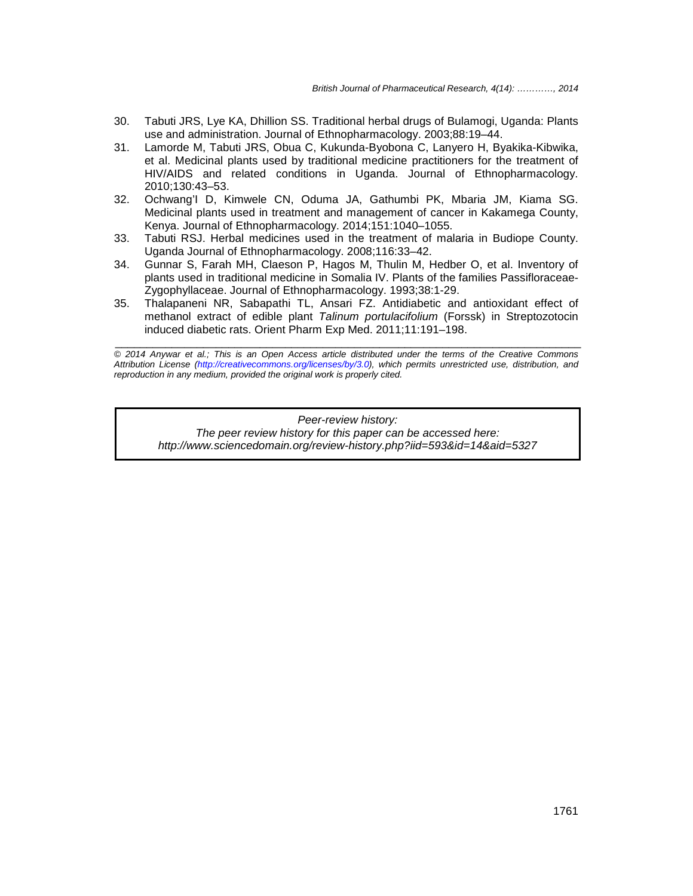30. Tabuti JRS, Lye KA, Dhillion SS. Traditional herbal drugs of Bulamogi, Uganda: Plants use and administration. Journal of Ethnopharmacology. 2003;88:19–44.
31. Lamorde M, Tabuti JRS, Obua C, Kukunda-Byobona C, Lanyero H, Byakika-Kibwika, et al. Medicinal plants used by traditional medicine practitioners for the treatment of HIV/AIDS and related conditions in Uganda. Journal of Ethnopharmacology. 2010;130:43–53.
32. Ochwang'I D, Kimwele CN, Oduma JA, Gathumbi PK, Mbaria JM, Kiama SG. Medicinal plants used in treatment and management of cancer in Kakamega County, Kenya. Journal of Ethnopharmacology. 2014;151:1040–1055.
33. Tabuti RSJ. Herbal medicines used in the treatment of malaria in Budiope County. Uganda Journal of Ethnopharmacology. 2008;116:33–42.
34. Gunnar S, Farah MH, Claeson P, Hagos M, Thulin M, Hedber O, et al. Inventory of plants used in traditional medicine in Somalia IV. Plants of the families Passifloraceae-Zygophyllaceae. Journal of Ethnopharmacology. 1993;38:1-29.
35. Thalapaneni NR, Sabapathi TL, Ansari FZ. Antidiabetic and antioxidant effect of methanol extract of edible plant *Talinum portulacifolium* (Forssk) in Streptozotocin induced diabetic rats. Orient Pharm Exp Med. 2011;11:191–198.

---

*© 2014 Anywar et al.; This is an Open Access article distributed under the terms of the Creative Commons Attribution License (http://creativecommons.org/licenses/by/3.0), which permits unrestricted use, distribution, and reproduction in any medium, provided the original work is properly cited.*

*Peer-review history:*
*The peer review history for this paper can be accessed here:*
*http://www.sciencedomain.org/review-history.php?iid=593&id=14&aid=5327*